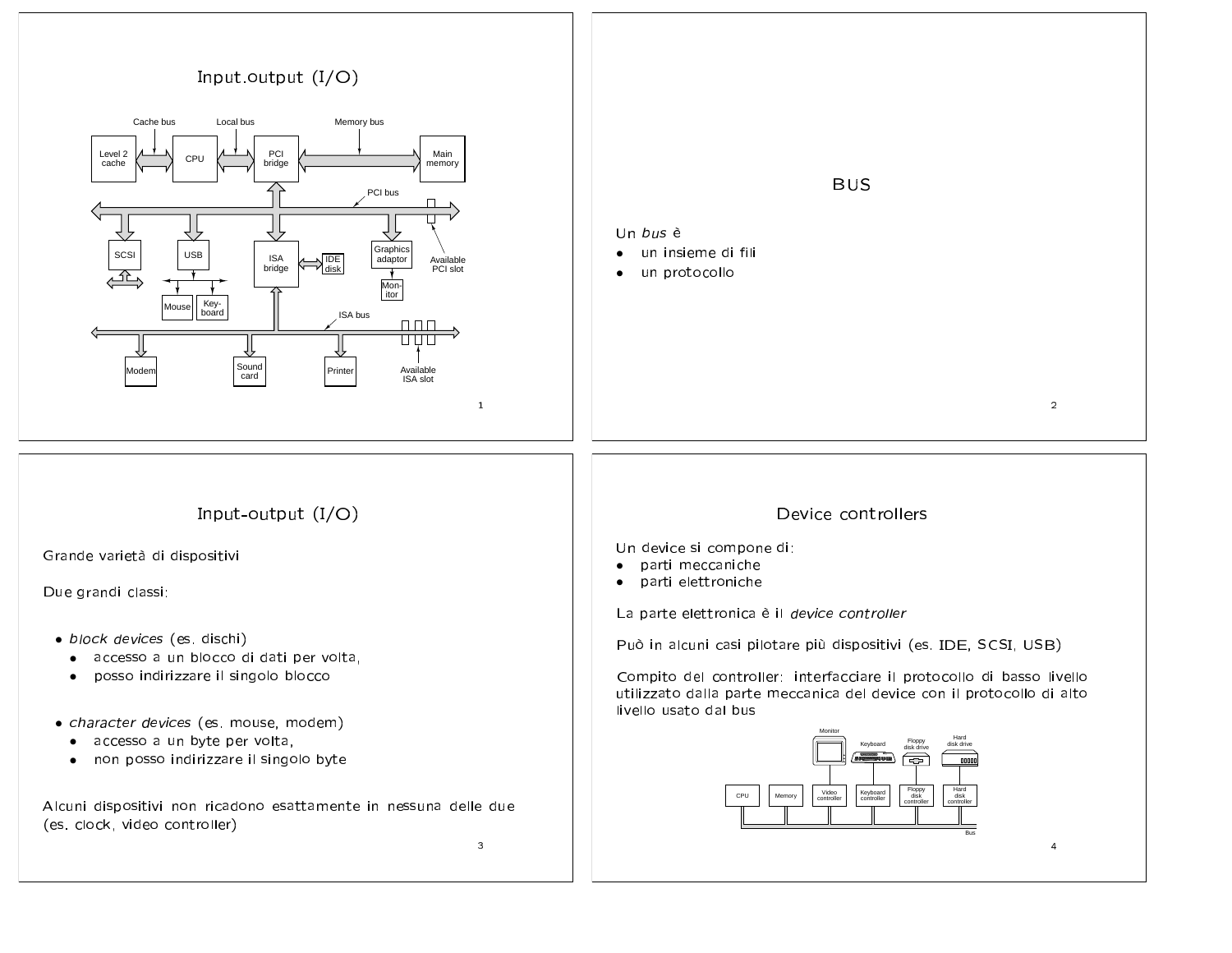# Input.output (I/O)

Cache bus — Local bus — Memory bus

Level 2 cache — CPU — PCI bridge — Main memory

PCI bus

SCSI — USB — ISA bridge — IDE disk — Graphics adaptor — Monitor — Available PCI slot

Mouse — Keyboard

ISA bus

Modem — Sound card — Printer — Available ISA slot

# BUS

Un *bus* è

- un insieme di fili
- un protocollo

# Input-output (I/O)

Grande varietà di dispositivi

Due grandi classi:

- *block devices* (es. dischi)
  - accesso a un blocco di dati per volta,
  - posso indirizzare il singolo blocco

- *character devices* (es. mouse, modem)
  - accesso a un byte per volta,
  - non posso indirizzare il singolo byte

Alcuni dispositivi non ricadono esattamente in nessuna delle due (es. clock, video controller)

# Device controllers

Un device si compone di:

- parti meccaniche
- parti elettroniche

La parte elettronica è il *device controller*

Può in alcuni casi pilotare più dispositivi (es. IDE, SCSI, USB)

Compito del controller: interfacciare il protocollo di basso livello utilizzato dalla parte meccanica del device con il protocollo di alto livello usato dal bus

Monitor — Keyboard — Floppy disk drive — Hard disk drive

CPU — Memory — Video controller — Keyboard controller — Floppy disk controller — Hard disk controller

Bus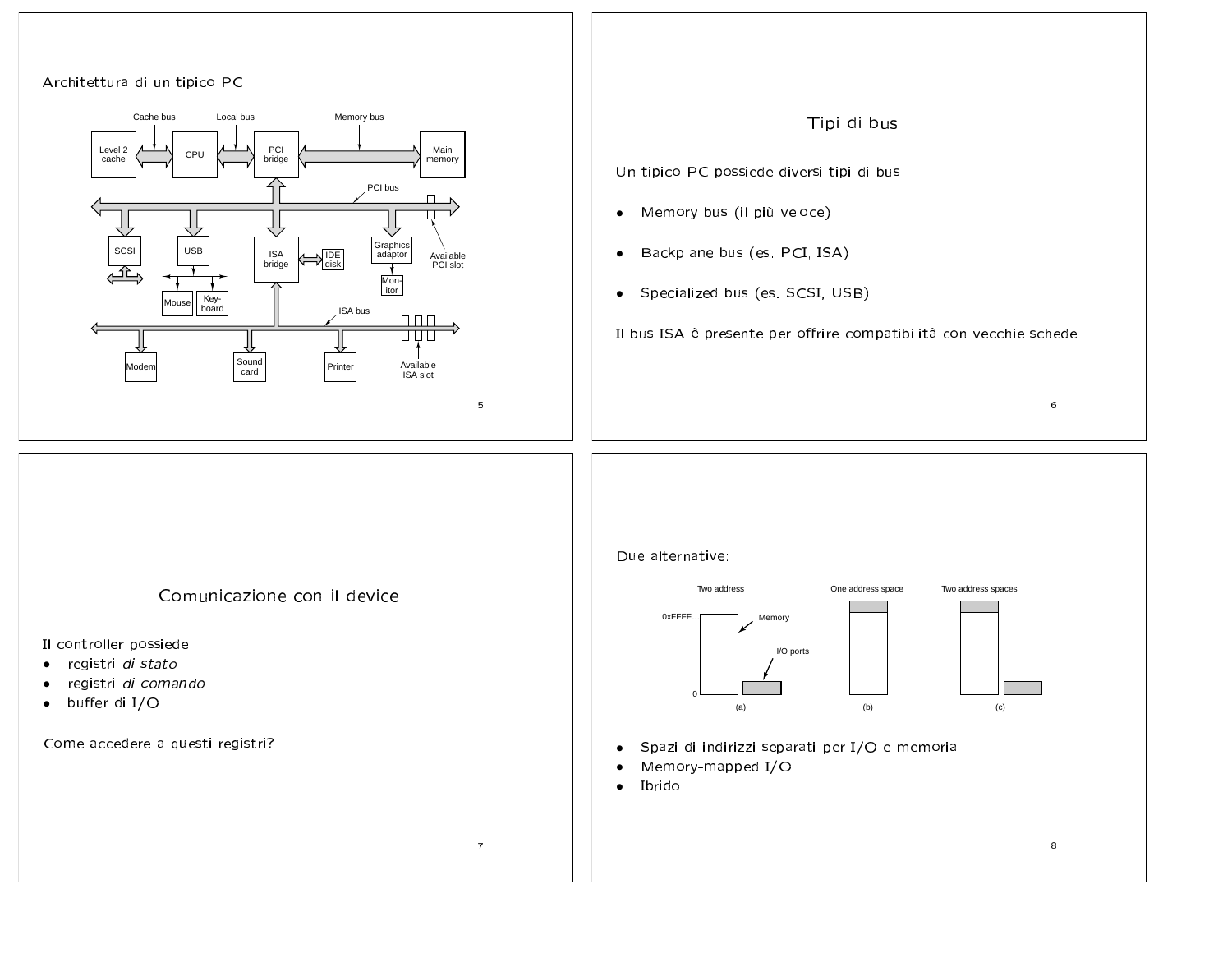Architettura di un tipico PC

## Tipi di bus

Un tipico PC possiede diversi tipi di bus

- Memory bus (il più veloce)
- Backplane bus (es. PCI, ISA)
- Specialized bus (es. SCSI, USB)

Il bus ISA è presente per offrire compatibilità con vecchie schede

## Comunicazione con il device

Il controller possiede

- registri *di stato*
- registri *di comando*
- buffer di I/O

Come accedere a questi registri?

Due alternative:

- Spazi di indirizzi separati per I/O e memoria
- Memory-mapped I/O
- Ibrido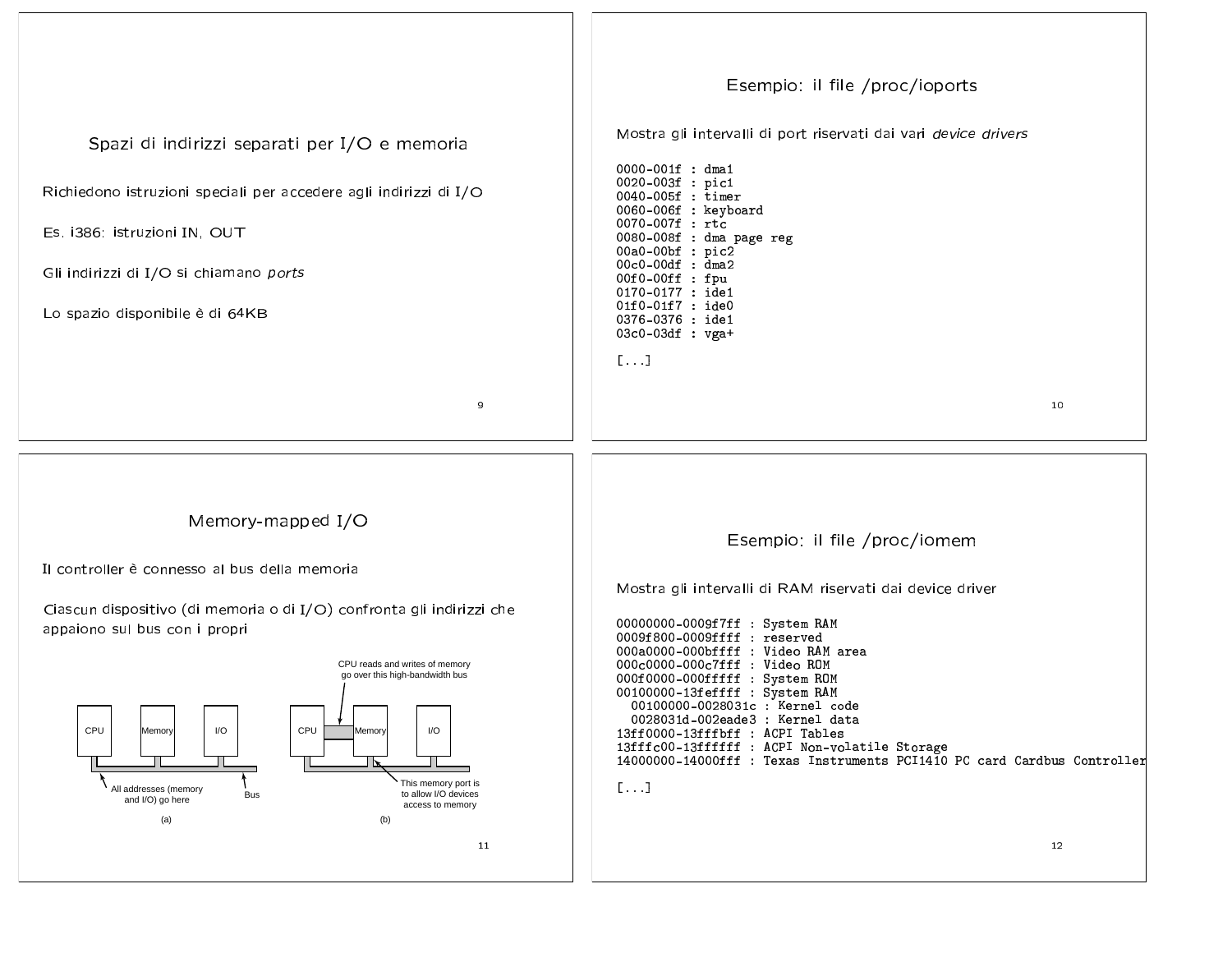## Spazi di indirizzi separati per I/O e memoria

Richiedono istruzioni speciali per accedere agli indirizzi di I/O

Es. i386: istruzioni IN, OUT

Gli indirizzi di I/O si chiamano *ports*

Lo spazio disponibile è di 64KB

## Esempio: il file /proc/ioports

Mostra gli intervalli di port riservati dai vari *device drivers*

```
0000-001f : dma1
0020-003f : pic1
0040-005f : timer
0060-006f : keyboard
0070-007f : rtc
0080-008f : dma page reg
00a0-00bf : pic2
00c0-00df : dma2
00f0-00ff : fpu
0170-0177 : ide1
01f0-01f7 : ide0
0376-0376 : ide1
03c0-03df : vga+

[...]
```

## Memory-mapped I/O

Il controller è connesso al bus della memoria

Ciascun dispositivo (di memoria o di I/O) confronta gli indirizzi che appaiono sul bus con i propri

(a) CPU, Memory, I/O — All addresses (memory and I/O) go here — Bus

(b) CPU, Memory, I/O — CPU reads and writes of memory go over this high-bandwidth bus — This memory port is to allow I/O devices access to memory

## Esempio: il file /proc/iomem

Mostra gli intervalli di RAM riservati dai device driver

```
00000000-0009f7ff : System RAM
0009f800-0009ffff : reserved
000a0000-000bffff : Video RAM area
000c0000-000c7fff : Video ROM
000f0000-000fffff : System ROM
00100000-13feffff : System RAM
  00100000-0028031c : Kernel code
  0028031d-002eade3 : Kernel data
13ff0000-13fffbff : ACPI Tables
13fffc00-13ffffff : ACPI Non-volatile Storage
14000000-14000fff : Texas Instruments PCI1410 PC card Cardbus Controller

[...]
```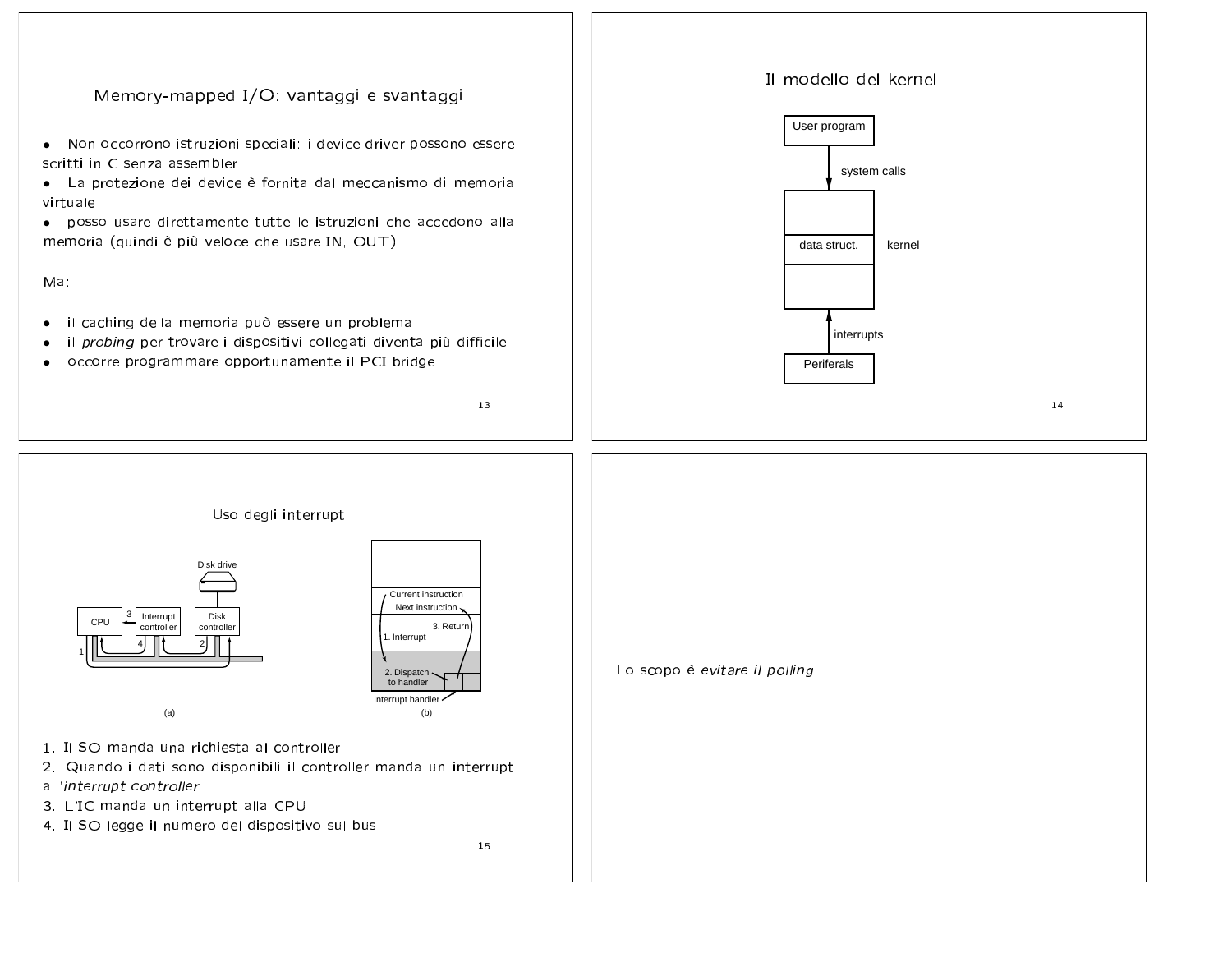## Memory-mapped I/O: vantaggi e svantaggi

- Non occorrono istruzioni speciali: i device driver possono essere scritti in C senza assembler
- La protezione dei device è fornita dal meccanismo di memoria virtuale
- posso usare direttamente tutte le istruzioni che accedono alla memoria (quindi è più veloce che usare IN, OUT)

Ma:

- il caching della memoria può essere un problema
- il *probing* per trovare i dispositivi collegati diventa più difficile
- occorre programmare opportunamente il PCI bridge

## Il modello del kernel

User program

system calls

data struct. — kernel

interrupts

Periferals

## Uso degli interrupt

Disk drive

CPU — Interrupt controller — Disk controller

(a)

Current instruction
Next instruction
1. Interrupt
2. Dispatch to handler
3. Return
Interrupt handler

(b)

1. Il SO manda una richiesta al controller
2. Quando i dati sono disponibili il controller manda un interrupt all'*interrupt controller*
3. L'IC manda un interrupt alla CPU
4. Il SO legge il numero del dispositivo sul bus

Lo scopo è *evitare il polling*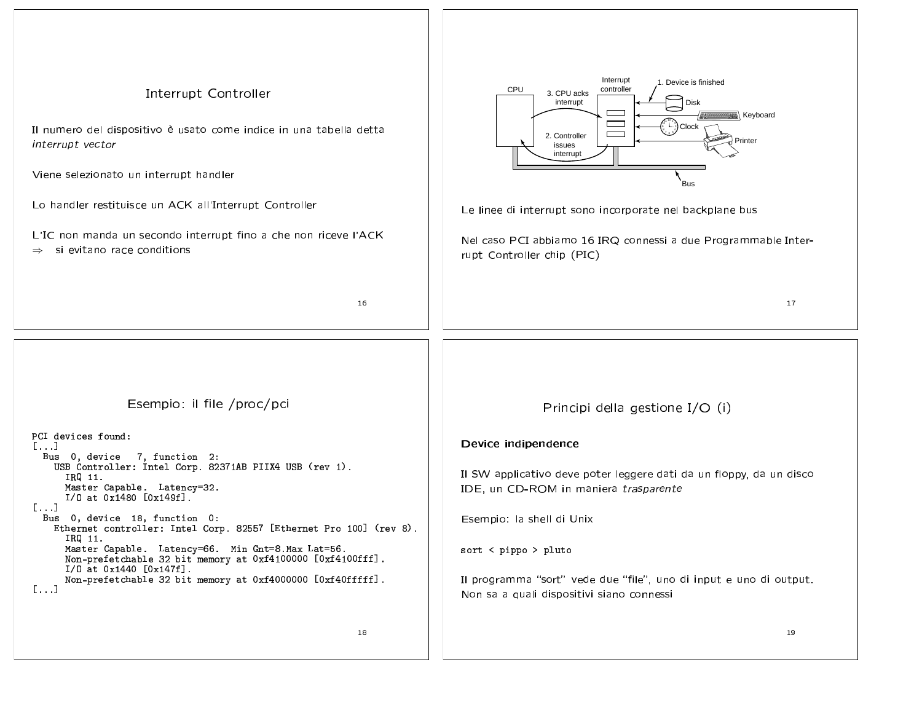## Interrupt Controller

Il numero del dispositivo è usato come indice in una tabella detta *interrupt vector*

Viene selezionato un interrupt handler

Lo handler restituisce un ACK all'Interrupt Controller

L'IC non manda un secondo interrupt fino a che non riceve l'ACK
⇒ si evitano race conditions

CPU — 3. CPU acks interrupt — Interrupt controller — 1. Device is finished — Disk — Keyboard — Clock — Printer — 2. Controller issues interrupt — Bus

Le linee di interrupt sono incorporate nel backplane bus

Nel caso PCI abbiamo 16 IRQ connessi a due Programmable Interrupt Controller chip (PIC)

## Esempio: il file /proc/pci

```
PCI devices found:
[...]
  Bus  0, device   7, function  2:
    USB Controller: Intel Corp. 82371AB PIIX4 USB (rev 1).
      IRQ 11.
      Master Capable.  Latency=32.
      I/O at 0x1480 [0x149f].
[...]
  Bus  0, device  18, function  0:
    Ethernet controller: Intel Corp. 82557 [Ethernet Pro 100] (rev 8).
      IRQ 11.
      Master Capable.  Latency=66.  Min Gnt=8.Max Lat=56.
      Non-prefetchable 32 bit memory at 0xf4100000 [0xf4100fff].
      I/O at 0x1440 [0x147f].
      Non-prefetchable 32 bit memory at 0xf4000000 [0xf40fffff].
[...]
```

## Principi della gestione I/O (i)

**Device indipendence**

Il SW applicativo deve poter leggere dati da un floppy, da un disco IDE, un CD-ROM in maniera *trasparente*

Esempio: la shell di Unix

```
sort < pippo > pluto
```

Il programma "sort" vede due "file", uno di input e uno di output. Non sa a quali dispositivi siano connessi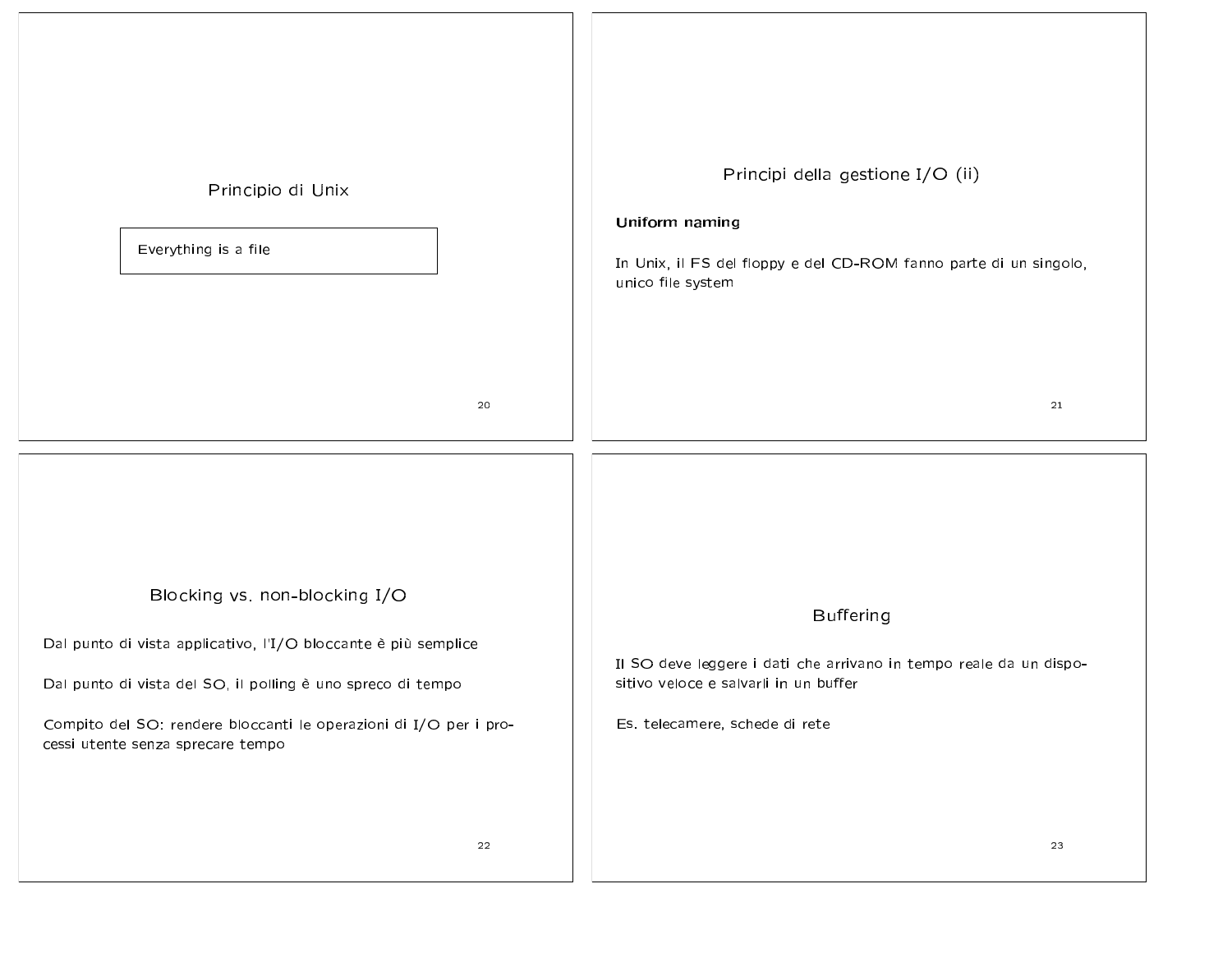## Principio di Unix

Everything is a file

## Principi della gestione I/O (ii)

**Uniform naming**

In Unix, il FS del floppy e del CD-ROM fanno parte di un singolo, unico file system

## Blocking vs. non-blocking I/O

Dal punto di vista applicativo, l'I/O bloccante è più semplice

Dal punto di vista del SO, il polling è uno spreco di tempo

Compito del SO: rendere bloccanti le operazioni di I/O per i processi utente senza sprecare tempo

## Buffering

Il SO deve leggere i dati che arrivano in tempo reale da un dispositivo veloce e salvarli in un buffer

Es. telecamere, schede di rete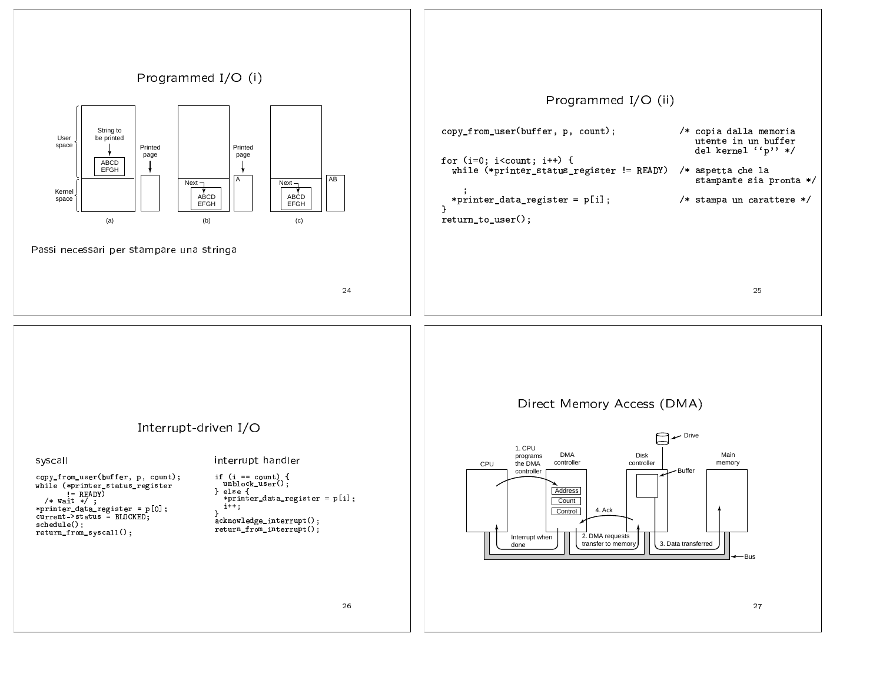# Programmed I/O (i)

User space — String to be printed — ABCD EFGH — Printed page

Kernel space — Next — ABCD EFGH — A — AB

(a) (b) (c)

Passi necessari per stampare una stringa

# Programmed I/O (ii)

```
copy_from_user(buffer, p, count);             /* copia dalla memoria
                                                 utente in un buffer
                                                 del kernel ''p'' */
for (i=0; i<count; i++) {
  while (*printer_status_register != READY)   /* aspetta che la
                                                 stampante sia pronta */
     ;
  *printer_data_register = p[i];              /* stampa un carattere */
}
return_to_user();
```

# Interrupt-driven I/O

syscall

```
copy_from_user(buffer, p, count);
while (*printer_status_register
       != READY)
  /* wait */ ;
*printer_data_register = p[0];
current->status = BLOCKED;
schedule();
return_from_syscall();
```

interrupt handler

```
if (i == count) {
  unblock_user();
} else {
  *printer_data_register = p[i];
  i++;
}
acknowledge_interrupt();
return_from_interrupt();
```

# Direct Memory Access (DMA)

CPU — 1. CPU programs the DMA controller — DMA controller (Address, Count, Control) — Disk controller (Buffer) — Drive — Main memory

2. DMA requests transfer to memory — 3. Data transferred — 4. Ack — Interrupt when done — Bus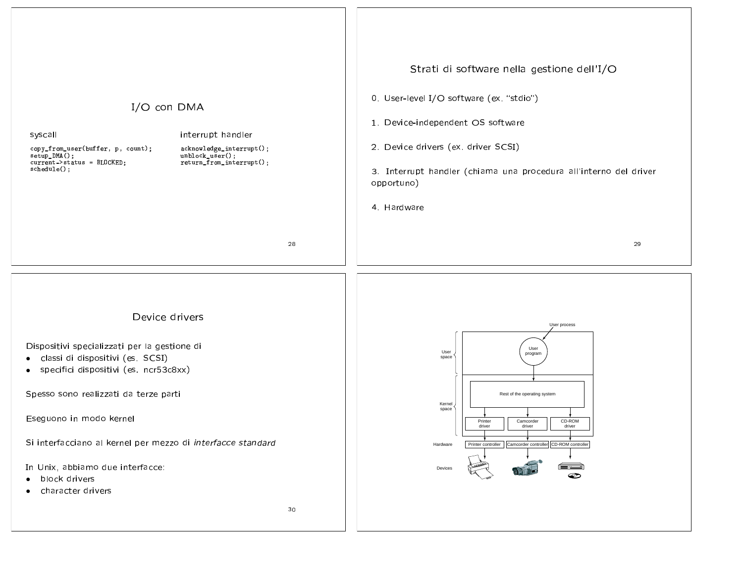## I/O con DMA

syscall

```
copy_from_user(buffer, p, count);
setup_DMA();
current->status = BLOCKED;
schedule();
```

interrupt handler

```
acknowledge_interrupt();
unblock_user();
return_from_interrupt();
```

## Strati di software nella gestione dell'I/O

0. User-level I/O software (ex. "stdio")

1. Device-independent OS software

2. Device drivers (ex. driver SCSI)

3. Interrupt handler (chiama una procedura all'interno del driver opportuno)

4. Hardware

## Device drivers

Dispositivi specializzati per la gestione di

- classi di dispositivi (es. SCSI)
- specifici dispositivi (es. ncr53c8xx)

Spesso sono realizzati da terze parti

Eseguono in modo kernel

Si interfacciano al kernel per mezzo di *interfacce standard*

In Unix, abbiamo due interfacce:

- block drivers
- character drivers

User process

User space

User program

Kernel space

Rest of the operating system

Printer driver | Camcorder driver | CD-ROM driver

Hardware

Printer controller | Camcorder controller | CD-ROM controller

Devices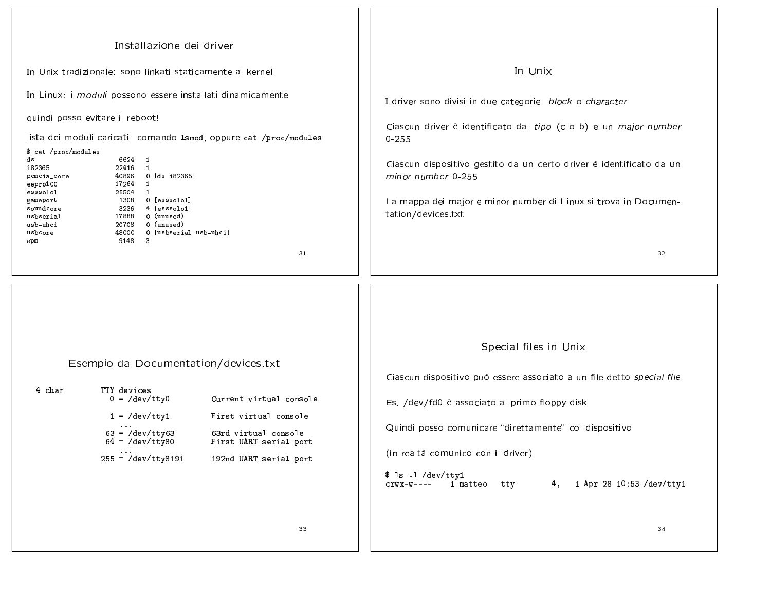## Installazione dei driver

In Unix tradizionale: sono linkati staticamente al kernel

In Linux: i *moduli* possono essere installati dinamicamente

quindi posso evitare il reboot!

lista dei moduli caricati: comando `lsmod`, oppure `cat /proc/modules`

```
$ cat /proc/modules
ds                      6624   1
i82365                 22416   1
pcmcia_core            40896   0 [ds i82365]
eepro100               17264   1
esssolo1               25504   1
gameport                1308   0 [esssolo1]
soundcore               3236   4 [esssolo1]
usbserial              17888   0 (unused)
usb-uhci               20708   0 (unused)
usbcore                48000   0 [usbserial usb-uhci]
apm                     9148   3
```

## In Unix

I driver sono divisi in due categorie: *block* o *character*

Ciascun driver è identificato dal *tipo* (c o b) e un *major number* 0-255

Ciascun dispositivo gestito da un certo driver è identificato da un *minor number* 0-255

La mappa dei major e minor number di Linux si trova in Documentation/devices.txt

## Esempio da Documentation/devices.txt

```
  4 char        TTY devices
                  0 = /dev/tty0         Current virtual console

                  1 = /dev/tty1         First virtual console
                    ...
                 63 = /dev/tty63        63rd virtual console
                 64 = /dev/ttyS0        First UART serial port
                    ...
                255 = /dev/ttyS191      192nd UART serial port
```

## Special files in Unix

Ciascun dispositivo può essere associato a un file detto *special file*

Es. /dev/fd0 è associato al primo floppy disk

Quindi posso comunicare "direttamente" col dispositivo

(in realtà comunico con il driver)

```
$ ls -l /dev/tty1
crwx-w----    1 matteo   tty        4,   1 Apr 28 10:53 /dev/tty1
```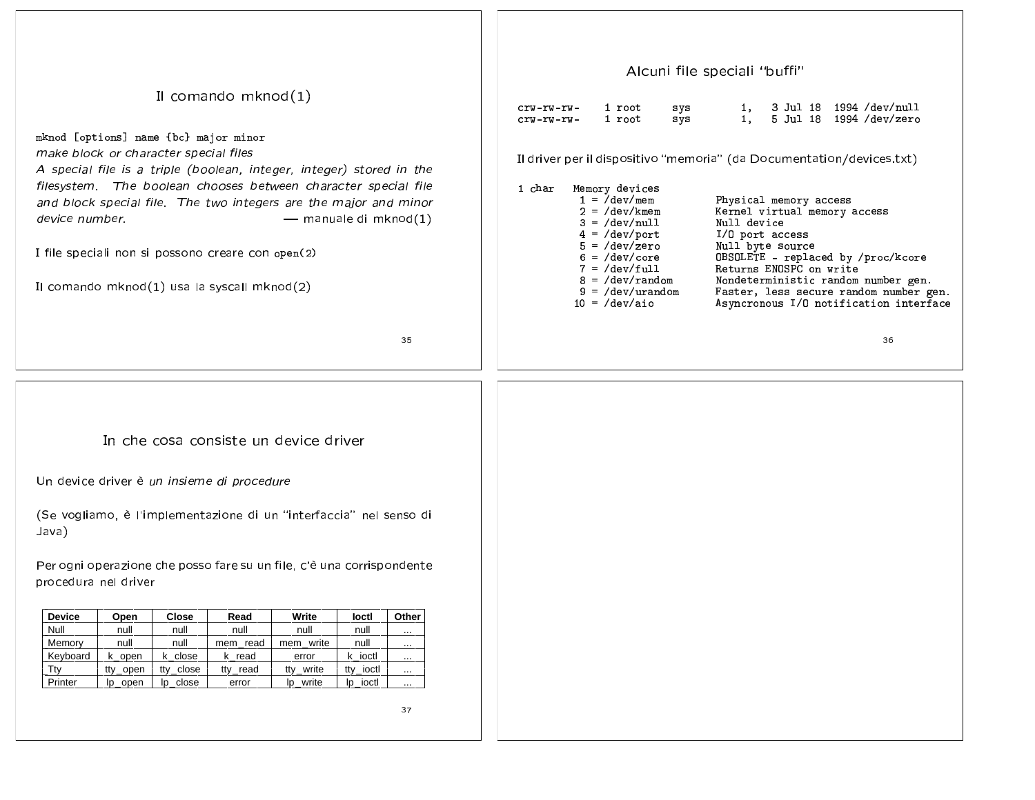## Il comando mknod(1)

`mknod [options] name {bc} major minor`

*make block or character special files*

*A special file is a triple (boolean, integer, integer) stored in the filesystem. The boolean chooses between character special file and block special file. The two integers are the major and minor device number.* — manuale di mknod(1)

I file speciali non si possono creare con `open(2)`

Il comando mknod(1) usa la syscall mknod(2)

## Alcuni file speciali "buffi"

```
crw-rw-rw-    1 root     sys        1,   3 Jul 18  1994 /dev/null
crw-rw-rw-    1 root     sys        1,   5 Jul 18  1994 /dev/zero
```

Il driver per il dispositivo "memoria" (da Documentation/devices.txt)

```
1 char   Memory devices
           1 = /dev/mem          Physical memory access
           2 = /dev/kmem         Kernel virtual memory access
           3 = /dev/null         Null device
           4 = /dev/port         I/O port access
           5 = /dev/zero         Null byte source
           6 = /dev/core         OBSOLETE - replaced by /proc/kcore
           7 = /dev/full         Returns ENOSPC on write
           8 = /dev/random       Nondeterministic random number gen.
           9 = /dev/urandom      Faster, less secure random number gen.
          10 = /dev/aio          Asyncronous I/O notification interface
```

## In che cosa consiste un device driver

Un device driver è *un insieme di procedure*

(Se vogliamo, è l'implementazione di un "interfaccia" nel senso di Java)

Per ogni operazione che posso fare su un file, c'è una corrispondente procedura nel driver

| Device | Open | Close | Read | Write | Ioctl | Other |
|---|---|---|---|---|---|---|
| Null | null | null | null | null | null | ... |
| Memory | null | null | mem_read | mem_write | null | ... |
| Keyboard | k_open | k_close | k_read | error | k_ioctl | ... |
| Tty | tty_open | tty_close | tty_read | tty_write | tty_ioctl | ... |
| Printer | lp_open | lp_close | error | lp_write | lp_ioctl | ... |